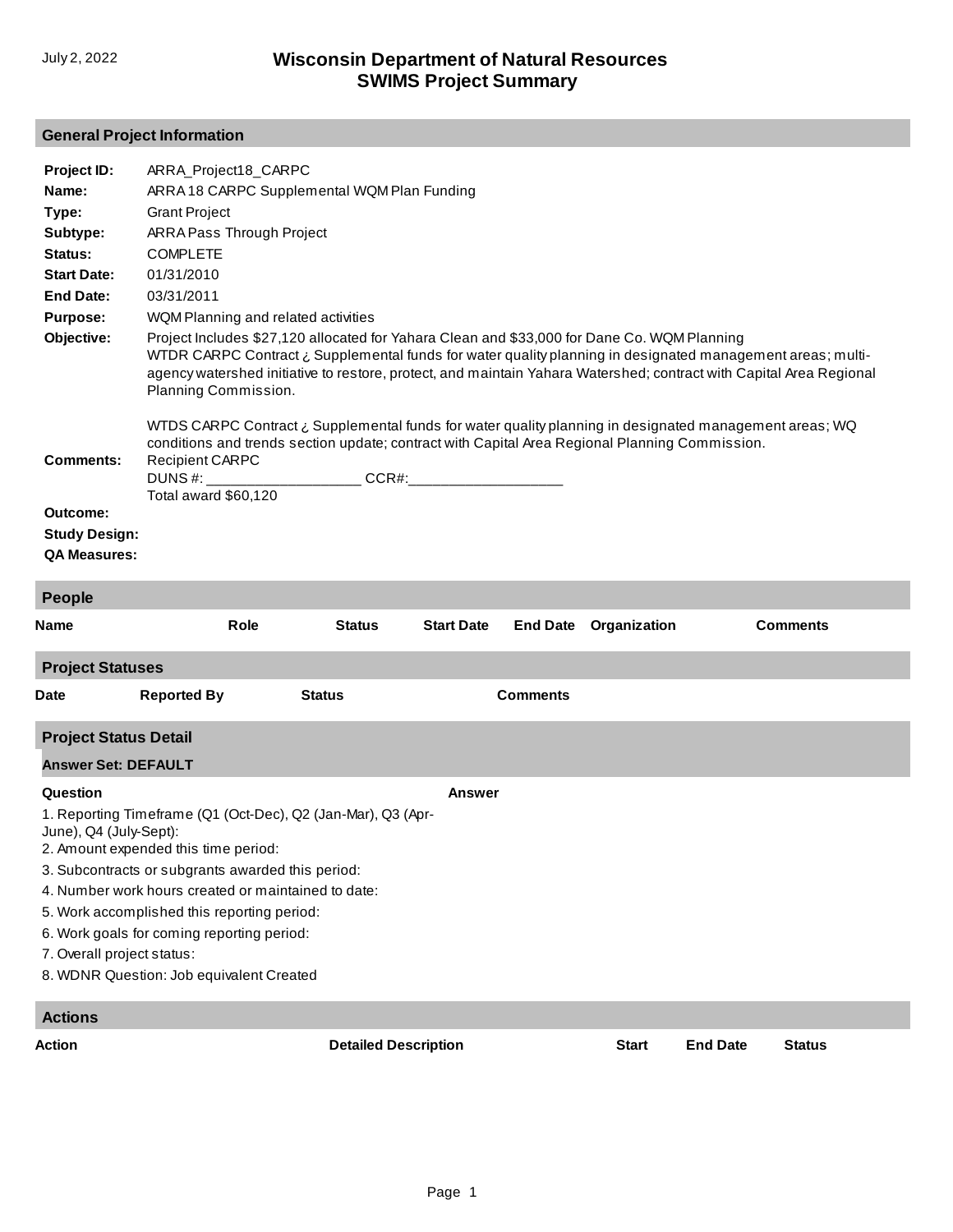# Wisconsin Department of Natural Resources
# SWIMS Project Summary

## General Project Information

| | |
|---|---|
| **Project ID:** | ARRA_Project18_CARPC |
| **Name:** | ARRA 18 CARPC Supplemental WQM Plan Funding |
| **Type:** | Grant Project |
| **Subtype:** | ARRA Pass Through Project |
| **Status:** | COMPLETE |
| **Start Date:** | 01/31/2010 |
| **End Date:** | 03/31/2011 |
| **Purpose:** | WQM Planning and related activities |
| **Objective:** | Project Includes $27,120 allocated for Yahara Clean and $33,000 for Dane Co. WQM Planning<br>WTDR CARPC Contract ¿ Supplemental funds for water quality planning in designated management areas; multi-agency watershed initiative to restore, protect, and maintain Yahara Watershed; contract with Capital Area Regional Planning Commission.<br><br>WTDS CARPC Contract ¿ Supplemental funds for water quality planning in designated management areas; WQ conditions and trends section update; contract with Capital Area Regional Planning Commission. |
| **Comments:** | Recipient CARPC<br>DUNS #: ___________________ CCR#:___________________<br>Total award $60,120 |
| **Outcome:** | |
| **Study Design:** | |
| **QA Measures:** | |

## People

| Name | Role | Status | Start Date | End Date | Organization | Comments |
|---|---|---|---|---|---|---|

## Project Statuses

| Date | Reported By | Status | Comments |
|---|---|---|---|

## Project Status Detail

**Answer Set: DEFAULT**

| Question | Answer |
|---|---|
| 1. Reporting Timeframe (Q1 (Oct-Dec), Q2 (Jan-Mar), Q3 (Apr-June), Q4 (July-Sept): | |
| 2. Amount expended this time period: | |
| 3. Subcontracts or subgrants awarded this period: | |
| 4. Number work hours created or maintained to date: | |
| 5. Work accomplished this reporting period: | |
| 6. Work goals for coming reporting period: | |
| 7. Overall project status: | |
| 8. WDNR Question: Job equivalent Created | |

## Actions

| Action | Detailed Description | Start | End Date | Status |
|---|---|---|---|---|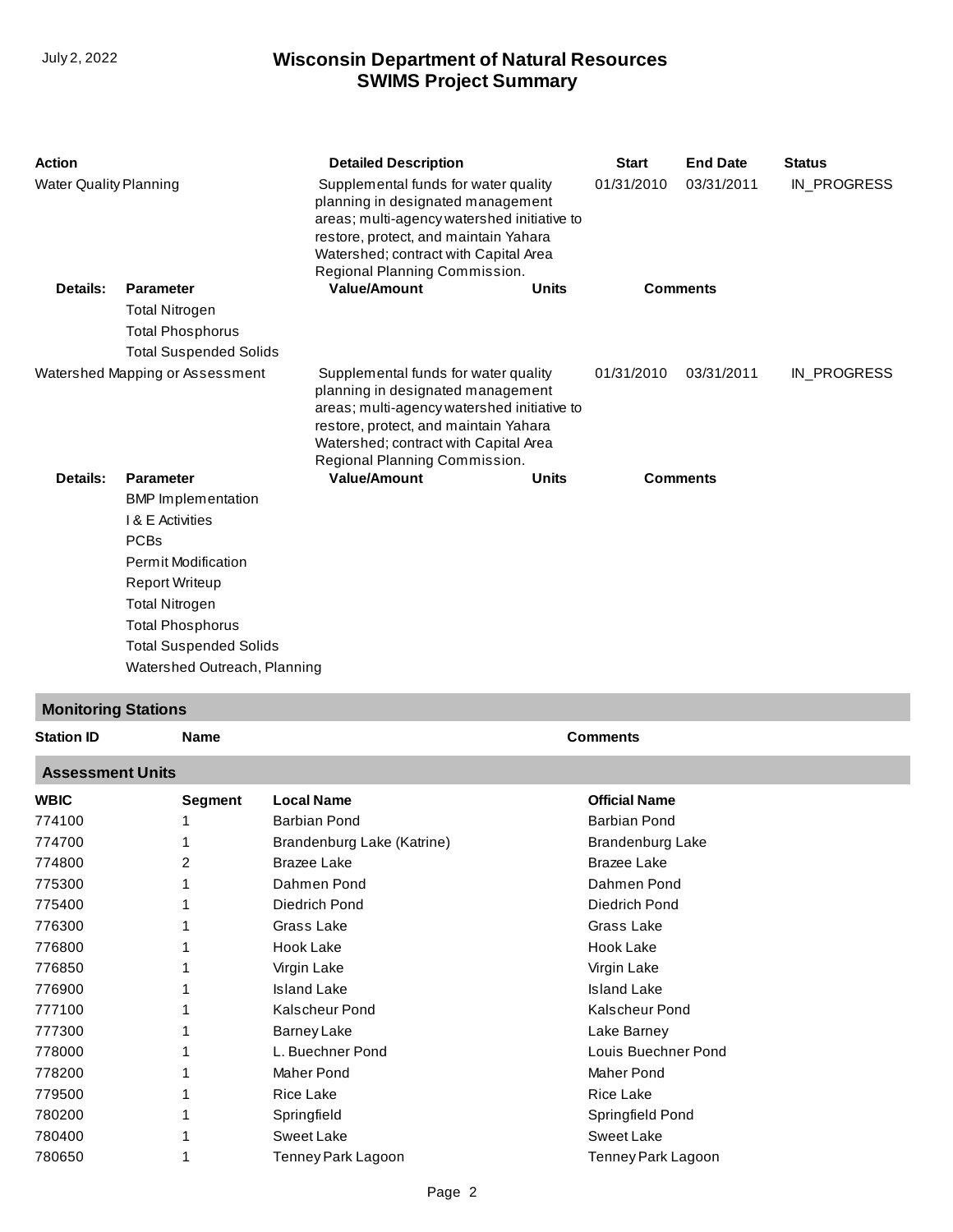| Action | Detailed Description | Start | End Date | Status |
|---|---|---|---|---|
| Water Quality Planning | Supplemental funds for water quality planning in designated management areas; multi-agency watershed initiative to restore, protect, and maintain Yahara Watershed; contract with Capital Area Regional Planning Commission. | 01/31/2010 | 03/31/2011 | IN_PROGRESS |

| Details: | Parameter | Value/Amount | Units | Comments |
|---|---|---|---|---|
| | Total Nitrogen | | | |
| | Total Phosphorus | | | |
| | Total Suspended Solids | | | |

| Action | Detailed Description | Start | End Date | Status |
|---|---|---|---|---|
| Watershed Mapping or Assessment | Supplemental funds for water quality planning in designated management areas; multi-agency watershed initiative to restore, protect, and maintain Yahara Watershed; contract with Capital Area Regional Planning Commission. | 01/31/2010 | 03/31/2011 | IN_PROGRESS |

| Details: | Parameter | Value/Amount | Units | Comments |
|---|---|---|---|---|
| | BMP Implementation | | | |
| | I & E Activities | | | |
| | PCBs | | | |
| | Permit Modification | | | |
| | Report Writeup | | | |
| | Total Nitrogen | | | |
| | Total Phosphorus | | | |
| | Total Suspended Solids | | | |
| | Watershed Outreach, Planning | | | |

## Monitoring Stations

| Station ID | Name | Comments |
|---|---|---|

## Assessment Units

| WBIC | Segment | Local Name | Official Name |
|---|---|---|---|
| 774100 | 1 | Barbian Pond | Barbian Pond |
| 774700 | 1 | Brandenburg Lake (Katrine) | Brandenburg Lake |
| 774800 | 2 | Brazee Lake | Brazee Lake |
| 775300 | 1 | Dahmen Pond | Dahmen Pond |
| 775400 | 1 | Diedrich Pond | Diedrich Pond |
| 776300 | 1 | Grass Lake | Grass Lake |
| 776800 | 1 | Hook Lake | Hook Lake |
| 776850 | 1 | Virgin Lake | Virgin Lake |
| 776900 | 1 | Island Lake | Island Lake |
| 777100 | 1 | Kalscheur Pond | Kalscheur Pond |
| 777300 | 1 | Barney Lake | Lake Barney |
| 778000 | 1 | L. Buechner Pond | Louis Buechner Pond |
| 778200 | 1 | Maher Pond | Maher Pond |
| 779500 | 1 | Rice Lake | Rice Lake |
| 780200 | 1 | Springfield | Springfield Pond |
| 780400 | 1 | Sweet Lake | Sweet Lake |
| 780650 | 1 | Tenney Park Lagoon | Tenney Park Lagoon |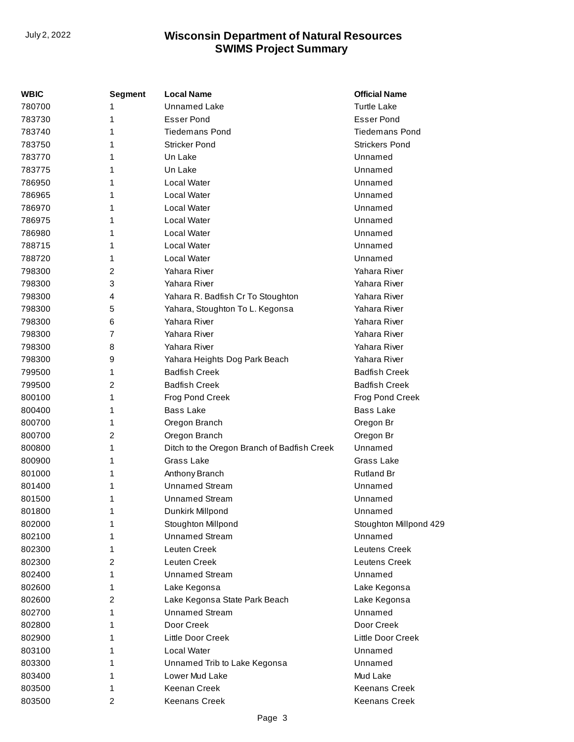| WBIC | Segment | Local Name | Official Name |
|---|---|---|---|
| 780700 | 1 | Unnamed Lake | Turtle Lake |
| 783730 | 1 | Esser Pond | Esser Pond |
| 783740 | 1 | Tiedemans Pond | Tiedemans Pond |
| 783750 | 1 | Stricker Pond | Strickers Pond |
| 783770 | 1 | Un Lake | Unnamed |
| 783775 | 1 | Un Lake | Unnamed |
| 786950 | 1 | Local Water | Unnamed |
| 786965 | 1 | Local Water | Unnamed |
| 786970 | 1 | Local Water | Unnamed |
| 786975 | 1 | Local Water | Unnamed |
| 786980 | 1 | Local Water | Unnamed |
| 788715 | 1 | Local Water | Unnamed |
| 788720 | 1 | Local Water | Unnamed |
| 798300 | 2 | Yahara River | Yahara River |
| 798300 | 3 | Yahara River | Yahara River |
| 798300 | 4 | Yahara R. Badfish Cr To Stoughton | Yahara River |
| 798300 | 5 | Yahara, Stoughton To L. Kegonsa | Yahara River |
| 798300 | 6 | Yahara River | Yahara River |
| 798300 | 7 | Yahara River | Yahara River |
| 798300 | 8 | Yahara River | Yahara River |
| 798300 | 9 | Yahara Heights Dog Park Beach | Yahara River |
| 799500 | 1 | Badfish Creek | Badfish Creek |
| 799500 | 2 | Badfish Creek | Badfish Creek |
| 800100 | 1 | Frog Pond Creek | Frog Pond Creek |
| 800400 | 1 | Bass Lake | Bass Lake |
| 800700 | 1 | Oregon Branch | Oregon Br |
| 800700 | 2 | Oregon Branch | Oregon Br |
| 800800 | 1 | Ditch to the Oregon Branch of Badfish Creek | Unnamed |
| 800900 | 1 | Grass Lake | Grass Lake |
| 801000 | 1 | Anthony Branch | Rutland Br |
| 801400 | 1 | Unnamed Stream | Unnamed |
| 801500 | 1 | Unnamed Stream | Unnamed |
| 801800 | 1 | Dunkirk Millpond | Unnamed |
| 802000 | 1 | Stoughton Millpond | Stoughton Millpond 429 |
| 802100 | 1 | Unnamed Stream | Unnamed |
| 802300 | 1 | Leuten Creek | Leutens Creek |
| 802300 | 2 | Leuten Creek | Leutens Creek |
| 802400 | 1 | Unnamed Stream | Unnamed |
| 802600 | 1 | Lake Kegonsa | Lake Kegonsa |
| 802600 | 2 | Lake Kegonsa State Park Beach | Lake Kegonsa |
| 802700 | 1 | Unnamed Stream | Unnamed |
| 802800 | 1 | Door Creek | Door Creek |
| 802900 | 1 | Little Door Creek | Little Door Creek |
| 803100 | 1 | Local Water | Unnamed |
| 803300 | 1 | Unnamed Trib to Lake Kegonsa | Unnamed |
| 803400 | 1 | Lower Mud Lake | Mud Lake |
| 803500 | 1 | Keenan Creek | Keenans Creek |
| 803500 | 2 | Keenans Creek | Keenans Creek |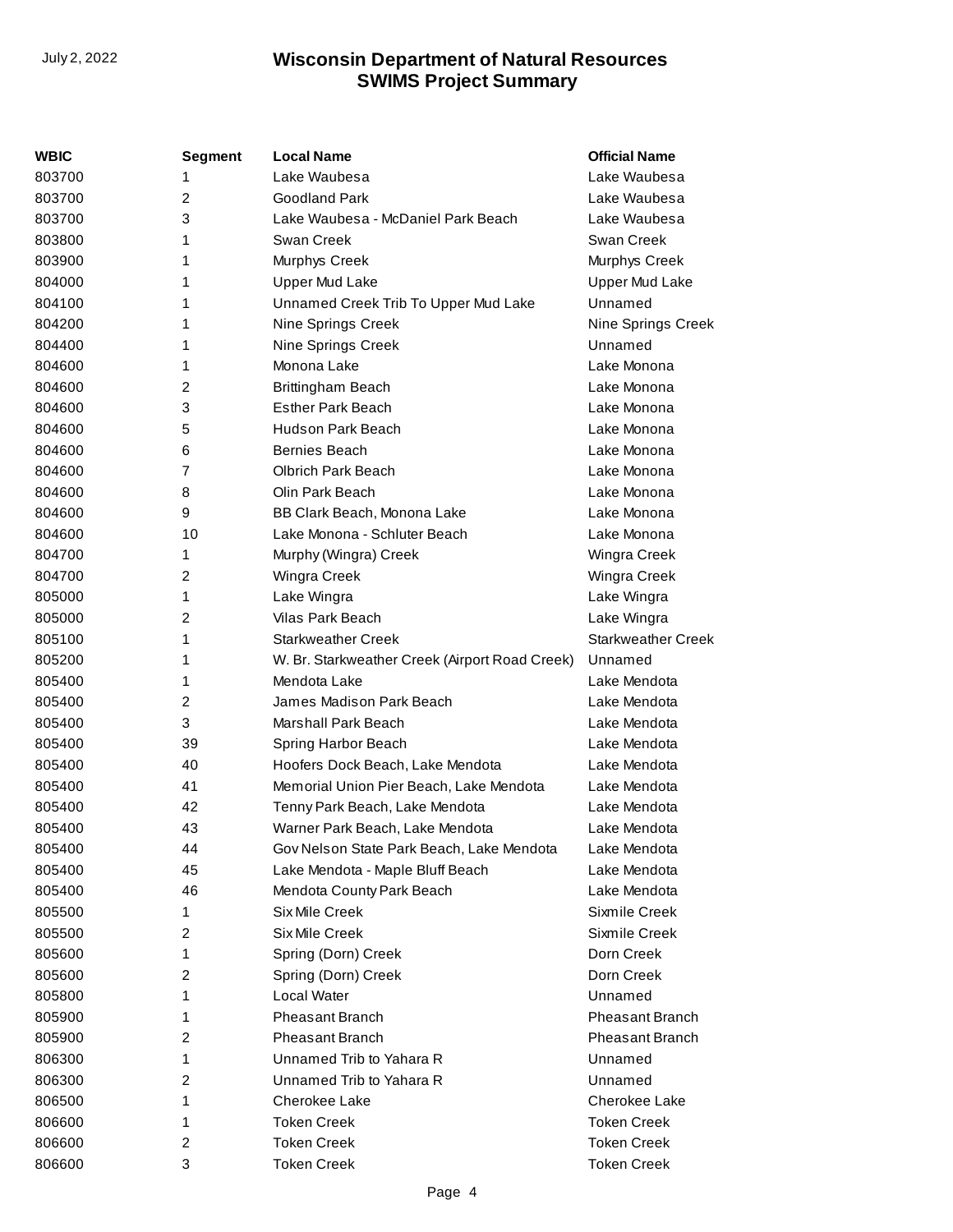| WBIC | Segment | Local Name | Official Name |
|---|---|---|---|
| 803700 | 1 | Lake Waubesa | Lake Waubesa |
| 803700 | 2 | Goodland Park | Lake Waubesa |
| 803700 | 3 | Lake Waubesa - McDaniel Park Beach | Lake Waubesa |
| 803800 | 1 | Swan Creek | Swan Creek |
| 803900 | 1 | Murphys Creek | Murphys Creek |
| 804000 | 1 | Upper Mud Lake | Upper Mud Lake |
| 804100 | 1 | Unnamed Creek Trib To Upper Mud Lake | Unnamed |
| 804200 | 1 | Nine Springs Creek | Nine Springs Creek |
| 804400 | 1 | Nine Springs Creek | Unnamed |
| 804600 | 1 | Monona Lake | Lake Monona |
| 804600 | 2 | Brittingham Beach | Lake Monona |
| 804600 | 3 | Esther Park Beach | Lake Monona |
| 804600 | 5 | Hudson Park Beach | Lake Monona |
| 804600 | 6 | Bernies Beach | Lake Monona |
| 804600 | 7 | Olbrich Park Beach | Lake Monona |
| 804600 | 8 | Olin Park Beach | Lake Monona |
| 804600 | 9 | BB Clark Beach, Monona Lake | Lake Monona |
| 804600 | 10 | Lake Monona - Schluter Beach | Lake Monona |
| 804700 | 1 | Murphy (Wingra) Creek | Wingra Creek |
| 804700 | 2 | Wingra Creek | Wingra Creek |
| 805000 | 1 | Lake Wingra | Lake Wingra |
| 805000 | 2 | Vilas Park Beach | Lake Wingra |
| 805100 | 1 | Starkweather Creek | Starkweather Creek |
| 805200 | 1 | W. Br. Starkweather Creek (Airport Road Creek) | Unnamed |
| 805400 | 1 | Mendota Lake | Lake Mendota |
| 805400 | 2 | James Madison Park Beach | Lake Mendota |
| 805400 | 3 | Marshall Park Beach | Lake Mendota |
| 805400 | 39 | Spring Harbor Beach | Lake Mendota |
| 805400 | 40 | Hoofers Dock Beach, Lake Mendota | Lake Mendota |
| 805400 | 41 | Memorial Union Pier Beach, Lake Mendota | Lake Mendota |
| 805400 | 42 | Tenny Park Beach, Lake Mendota | Lake Mendota |
| 805400 | 43 | Warner Park Beach, Lake Mendota | Lake Mendota |
| 805400 | 44 | Gov Nelson State Park Beach, Lake Mendota | Lake Mendota |
| 805400 | 45 | Lake Mendota - Maple Bluff Beach | Lake Mendota |
| 805400 | 46 | Mendota County Park Beach | Lake Mendota |
| 805500 | 1 | Six Mile Creek | Sixmile Creek |
| 805500 | 2 | Six Mile Creek | Sixmile Creek |
| 805600 | 1 | Spring (Dorn) Creek | Dorn Creek |
| 805600 | 2 | Spring (Dorn) Creek | Dorn Creek |
| 805800 | 1 | Local Water | Unnamed |
| 805900 | 1 | Pheasant Branch | Pheasant Branch |
| 805900 | 2 | Pheasant Branch | Pheasant Branch |
| 806300 | 1 | Unnamed Trib to Yahara R | Unnamed |
| 806300 | 2 | Unnamed Trib to Yahara R | Unnamed |
| 806500 | 1 | Cherokee Lake | Cherokee Lake |
| 806600 | 1 | Token Creek | Token Creek |
| 806600 | 2 | Token Creek | Token Creek |
| 806600 | 3 | Token Creek | Token Creek |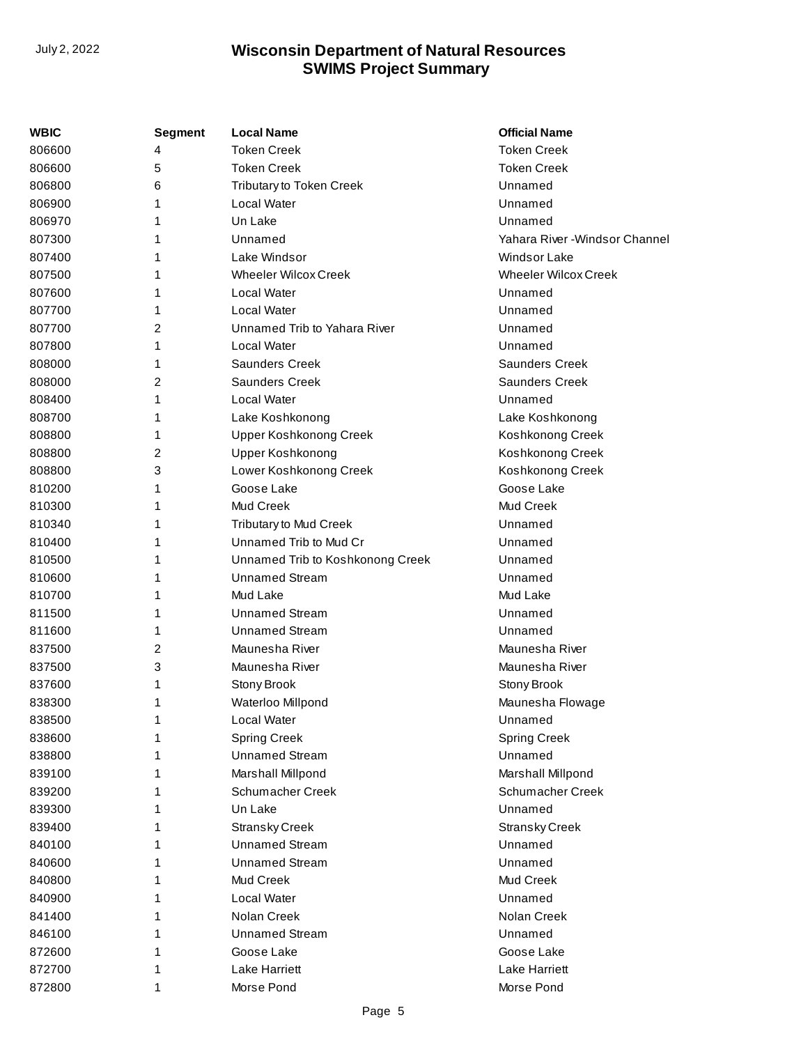| WBIC | Segment | Local Name | Official Name |
|---|---|---|---|
| 806600 | 4 | Token Creek | Token Creek |
| 806600 | 5 | Token Creek | Token Creek |
| 806800 | 6 | Tributary to Token Creek | Unnamed |
| 806900 | 1 | Local Water | Unnamed |
| 806970 | 1 | Un Lake | Unnamed |
| 807300 | 1 | Unnamed | Yahara River -Windsor Channel |
| 807400 | 1 | Lake Windsor | Windsor Lake |
| 807500 | 1 | Wheeler Wilcox Creek | Wheeler Wilcox Creek |
| 807600 | 1 | Local Water | Unnamed |
| 807700 | 1 | Local Water | Unnamed |
| 807700 | 2 | Unnamed Trib to Yahara River | Unnamed |
| 807800 | 1 | Local Water | Unnamed |
| 808000 | 1 | Saunders Creek | Saunders Creek |
| 808000 | 2 | Saunders Creek | Saunders Creek |
| 808400 | 1 | Local Water | Unnamed |
| 808700 | 1 | Lake Koshkonong | Lake Koshkonong |
| 808800 | 1 | Upper Koshkonong Creek | Koshkonong Creek |
| 808800 | 2 | Upper Koshkonong | Koshkonong Creek |
| 808800 | 3 | Lower Koshkonong Creek | Koshkonong Creek |
| 810200 | 1 | Goose Lake | Goose Lake |
| 810300 | 1 | Mud Creek | Mud Creek |
| 810340 | 1 | Tributary to Mud Creek | Unnamed |
| 810400 | 1 | Unnamed Trib to Mud Cr | Unnamed |
| 810500 | 1 | Unnamed Trib to Koshkonong Creek | Unnamed |
| 810600 | 1 | Unnamed Stream | Unnamed |
| 810700 | 1 | Mud Lake | Mud Lake |
| 811500 | 1 | Unnamed Stream | Unnamed |
| 811600 | 1 | Unnamed Stream | Unnamed |
| 837500 | 2 | Maunesha River | Maunesha River |
| 837500 | 3 | Maunesha River | Maunesha River |
| 837600 | 1 | Stony Brook | Stony Brook |
| 838300 | 1 | Waterloo Millpond | Maunesha Flowage |
| 838500 | 1 | Local Water | Unnamed |
| 838600 | 1 | Spring Creek | Spring Creek |
| 838800 | 1 | Unnamed Stream | Unnamed |
| 839100 | 1 | Marshall Millpond | Marshall Millpond |
| 839200 | 1 | Schumacher Creek | Schumacher Creek |
| 839300 | 1 | Un Lake | Unnamed |
| 839400 | 1 | Stransky Creek | Stransky Creek |
| 840100 | 1 | Unnamed Stream | Unnamed |
| 840600 | 1 | Unnamed Stream | Unnamed |
| 840800 | 1 | Mud Creek | Mud Creek |
| 840900 | 1 | Local Water | Unnamed |
| 841400 | 1 | Nolan Creek | Nolan Creek |
| 846100 | 1 | Unnamed Stream | Unnamed |
| 872600 | 1 | Goose Lake | Goose Lake |
| 872700 | 1 | Lake Harriett | Lake Harriett |
| 872800 | 1 | Morse Pond | Morse Pond |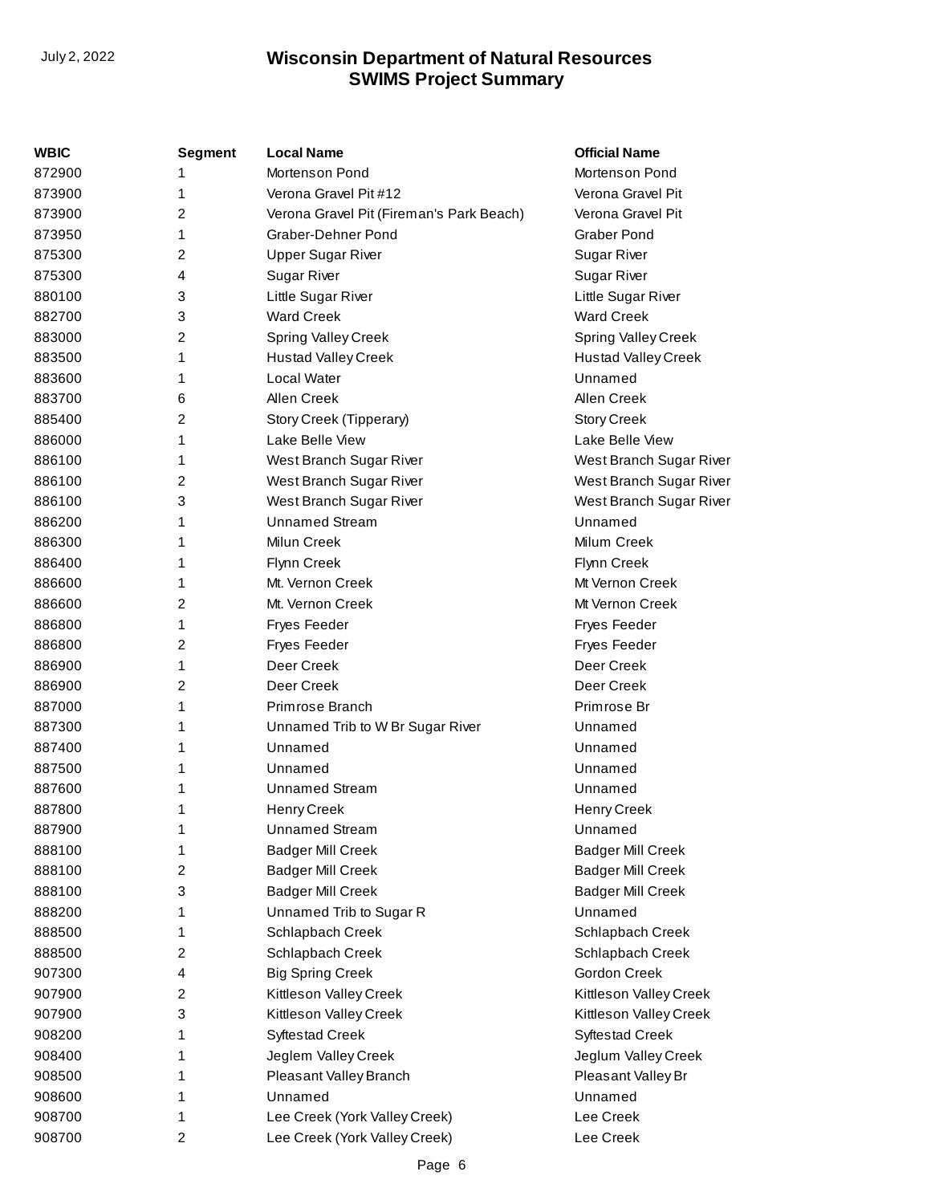| WBIC | Segment | Local Name | Official Name |
|---|---|---|---|
| 872900 | 1 | Mortenson Pond | Mortenson Pond |
| 873900 | 1 | Verona Gravel Pit #12 | Verona Gravel Pit |
| 873900 | 2 | Verona Gravel Pit (Fireman's Park Beach) | Verona Gravel Pit |
| 873950 | 1 | Graber-Dehner Pond | Graber Pond |
| 875300 | 2 | Upper Sugar River | Sugar River |
| 875300 | 4 | Sugar River | Sugar River |
| 880100 | 3 | Little Sugar River | Little Sugar River |
| 882700 | 3 | Ward Creek | Ward Creek |
| 883000 | 2 | Spring Valley Creek | Spring Valley Creek |
| 883500 | 1 | Hustad Valley Creek | Hustad Valley Creek |
| 883600 | 1 | Local Water | Unnamed |
| 883700 | 6 | Allen Creek | Allen Creek |
| 885400 | 2 | Story Creek (Tipperary) | Story Creek |
| 886000 | 1 | Lake Belle View | Lake Belle View |
| 886100 | 1 | West Branch Sugar River | West Branch Sugar River |
| 886100 | 2 | West Branch Sugar River | West Branch Sugar River |
| 886100 | 3 | West Branch Sugar River | West Branch Sugar River |
| 886200 | 1 | Unnamed Stream | Unnamed |
| 886300 | 1 | Milun Creek | Milum Creek |
| 886400 | 1 | Flynn Creek | Flynn Creek |
| 886600 | 1 | Mt. Vernon Creek | Mt Vernon Creek |
| 886600 | 2 | Mt. Vernon Creek | Mt Vernon Creek |
| 886800 | 1 | Fryes Feeder | Fryes Feeder |
| 886800 | 2 | Fryes Feeder | Fryes Feeder |
| 886900 | 1 | Deer Creek | Deer Creek |
| 886900 | 2 | Deer Creek | Deer Creek |
| 887000 | 1 | Primrose Branch | Primrose Br |
| 887300 | 1 | Unnamed Trib to W Br Sugar River | Unnamed |
| 887400 | 1 | Unnamed | Unnamed |
| 887500 | 1 | Unnamed | Unnamed |
| 887600 | 1 | Unnamed Stream | Unnamed |
| 887800 | 1 | Henry Creek | Henry Creek |
| 887900 | 1 | Unnamed Stream | Unnamed |
| 888100 | 1 | Badger Mill Creek | Badger Mill Creek |
| 888100 | 2 | Badger Mill Creek | Badger Mill Creek |
| 888100 | 3 | Badger Mill Creek | Badger Mill Creek |
| 888200 | 1 | Unnamed Trib to Sugar R | Unnamed |
| 888500 | 1 | Schlapbach Creek | Schlapbach Creek |
| 888500 | 2 | Schlapbach Creek | Schlapbach Creek |
| 907300 | 4 | Big Spring Creek | Gordon Creek |
| 907900 | 2 | Kittleson Valley Creek | Kittleson Valley Creek |
| 907900 | 3 | Kittleson Valley Creek | Kittleson Valley Creek |
| 908200 | 1 | Syftestad Creek | Syftestad Creek |
| 908400 | 1 | Jeglem Valley Creek | Jeglum Valley Creek |
| 908500 | 1 | Pleasant Valley Branch | Pleasant Valley Br |
| 908600 | 1 | Unnamed | Unnamed |
| 908700 | 1 | Lee Creek (York Valley Creek) | Lee Creek |
| 908700 | 2 | Lee Creek (York Valley Creek) | Lee Creek |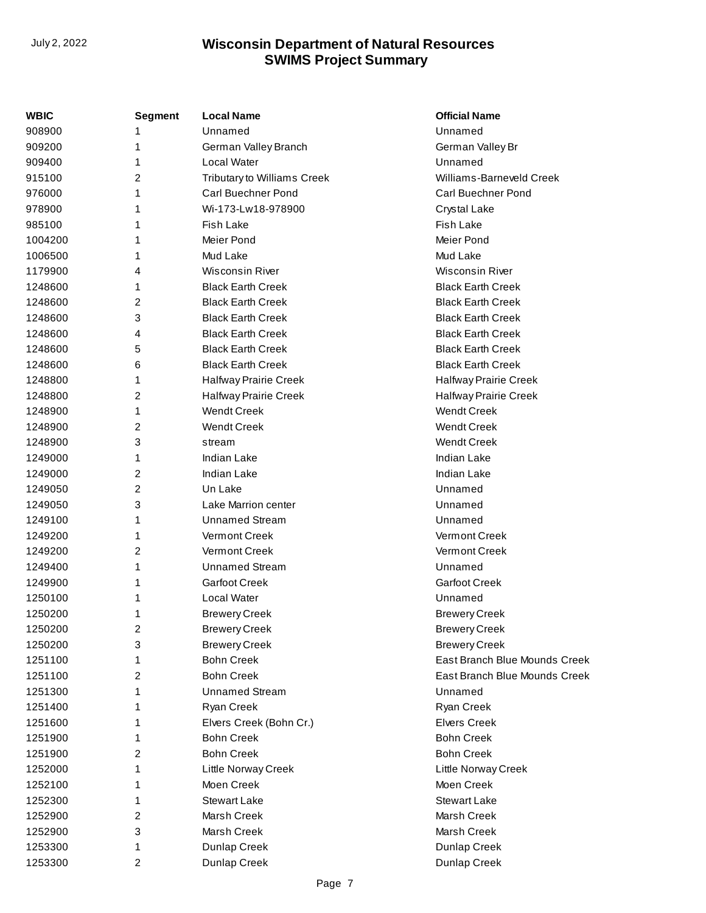| WBIC | Segment | Local Name | Official Name |
| --- | --- | --- | --- |
| 908900 | 1 | Unnamed | Unnamed |
| 909200 | 1 | German Valley Branch | German Valley Br |
| 909400 | 1 | Local Water | Unnamed |
| 915100 | 2 | Tributary to Williams Creek | Williams-Barneveld Creek |
| 976000 | 1 | Carl Buechner Pond | Carl Buechner Pond |
| 978900 | 1 | Wi-173-Lw18-978900 | Crystal Lake |
| 985100 | 1 | Fish Lake | Fish Lake |
| 1004200 | 1 | Meier Pond | Meier Pond |
| 1006500 | 1 | Mud Lake | Mud Lake |
| 1179900 | 4 | Wisconsin River | Wisconsin River |
| 1248600 | 1 | Black Earth Creek | Black Earth Creek |
| 1248600 | 2 | Black Earth Creek | Black Earth Creek |
| 1248600 | 3 | Black Earth Creek | Black Earth Creek |
| 1248600 | 4 | Black Earth Creek | Black Earth Creek |
| 1248600 | 5 | Black Earth Creek | Black Earth Creek |
| 1248600 | 6 | Black Earth Creek | Black Earth Creek |
| 1248800 | 1 | Halfway Prairie Creek | Halfway Prairie Creek |
| 1248800 | 2 | Halfway Prairie Creek | Halfway Prairie Creek |
| 1248900 | 1 | Wendt Creek | Wendt Creek |
| 1248900 | 2 | Wendt Creek | Wendt Creek |
| 1248900 | 3 | stream | Wendt Creek |
| 1249000 | 1 | Indian Lake | Indian Lake |
| 1249000 | 2 | Indian Lake | Indian Lake |
| 1249050 | 2 | Un Lake | Unnamed |
| 1249050 | 3 | Lake Marrion center | Unnamed |
| 1249100 | 1 | Unnamed Stream | Unnamed |
| 1249200 | 1 | Vermont Creek | Vermont Creek |
| 1249200 | 2 | Vermont Creek | Vermont Creek |
| 1249400 | 1 | Unnamed Stream | Unnamed |
| 1249900 | 1 | Garfoot Creek | Garfoot Creek |
| 1250100 | 1 | Local Water | Unnamed |
| 1250200 | 1 | Brewery Creek | Brewery Creek |
| 1250200 | 2 | Brewery Creek | Brewery Creek |
| 1250200 | 3 | Brewery Creek | Brewery Creek |
| 1251100 | 1 | Bohn Creek | East Branch Blue Mounds Creek |
| 1251100 | 2 | Bohn Creek | East Branch Blue Mounds Creek |
| 1251300 | 1 | Unnamed Stream | Unnamed |
| 1251400 | 1 | Ryan Creek | Ryan Creek |
| 1251600 | 1 | Elvers Creek (Bohn Cr.) | Elvers Creek |
| 1251900 | 1 | Bohn Creek | Bohn Creek |
| 1251900 | 2 | Bohn Creek | Bohn Creek |
| 1252000 | 1 | Little Norway Creek | Little Norway Creek |
| 1252100 | 1 | Moen Creek | Moen Creek |
| 1252300 | 1 | Stewart Lake | Stewart Lake |
| 1252900 | 2 | Marsh Creek | Marsh Creek |
| 1252900 | 3 | Marsh Creek | Marsh Creek |
| 1253300 | 1 | Dunlap Creek | Dunlap Creek |
| 1253300 | 2 | Dunlap Creek | Dunlap Creek |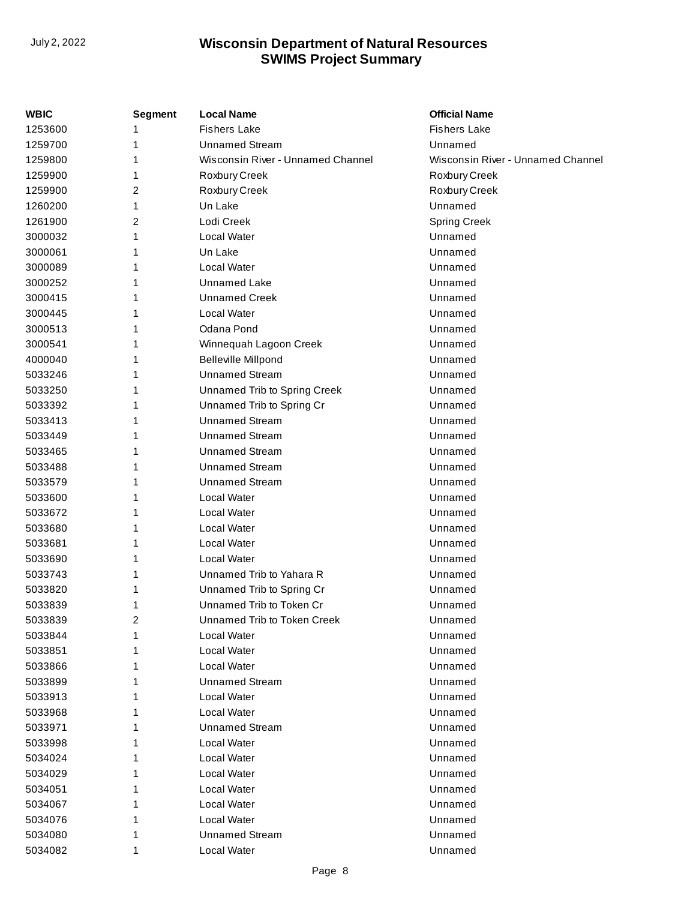| WBIC | Segment | Local Name | Official Name |
|---|---|---|---|
| 1253600 | 1 | Fishers Lake | Fishers Lake |
| 1259700 | 1 | Unnamed Stream | Unnamed |
| 1259800 | 1 | Wisconsin River - Unnamed Channel | Wisconsin River - Unnamed Channel |
| 1259900 | 1 | Roxbury Creek | Roxbury Creek |
| 1259900 | 2 | Roxbury Creek | Roxbury Creek |
| 1260200 | 1 | Un Lake | Unnamed |
| 1261900 | 2 | Lodi Creek | Spring Creek |
| 3000032 | 1 | Local Water | Unnamed |
| 3000061 | 1 | Un Lake | Unnamed |
| 3000089 | 1 | Local Water | Unnamed |
| 3000252 | 1 | Unnamed Lake | Unnamed |
| 3000415 | 1 | Unnamed Creek | Unnamed |
| 3000445 | 1 | Local Water | Unnamed |
| 3000513 | 1 | Odana Pond | Unnamed |
| 3000541 | 1 | Winnequah Lagoon Creek | Unnamed |
| 4000040 | 1 | Belleville Millpond | Unnamed |
| 5033246 | 1 | Unnamed Stream | Unnamed |
| 5033250 | 1 | Unnamed Trib to Spring Creek | Unnamed |
| 5033392 | 1 | Unnamed Trib to Spring Cr | Unnamed |
| 5033413 | 1 | Unnamed Stream | Unnamed |
| 5033449 | 1 | Unnamed Stream | Unnamed |
| 5033465 | 1 | Unnamed Stream | Unnamed |
| 5033488 | 1 | Unnamed Stream | Unnamed |
| 5033579 | 1 | Unnamed Stream | Unnamed |
| 5033600 | 1 | Local Water | Unnamed |
| 5033672 | 1 | Local Water | Unnamed |
| 5033680 | 1 | Local Water | Unnamed |
| 5033681 | 1 | Local Water | Unnamed |
| 5033690 | 1 | Local Water | Unnamed |
| 5033743 | 1 | Unnamed Trib to Yahara R | Unnamed |
| 5033820 | 1 | Unnamed Trib to Spring Cr | Unnamed |
| 5033839 | 1 | Unnamed Trib to Token Cr | Unnamed |
| 5033839 | 2 | Unnamed Trib to Token Creek | Unnamed |
| 5033844 | 1 | Local Water | Unnamed |
| 5033851 | 1 | Local Water | Unnamed |
| 5033866 | 1 | Local Water | Unnamed |
| 5033899 | 1 | Unnamed Stream | Unnamed |
| 5033913 | 1 | Local Water | Unnamed |
| 5033968 | 1 | Local Water | Unnamed |
| 5033971 | 1 | Unnamed Stream | Unnamed |
| 5033998 | 1 | Local Water | Unnamed |
| 5034024 | 1 | Local Water | Unnamed |
| 5034029 | 1 | Local Water | Unnamed |
| 5034051 | 1 | Local Water | Unnamed |
| 5034067 | 1 | Local Water | Unnamed |
| 5034076 | 1 | Local Water | Unnamed |
| 5034080 | 1 | Unnamed Stream | Unnamed |
| 5034082 | 1 | Local Water | Unnamed |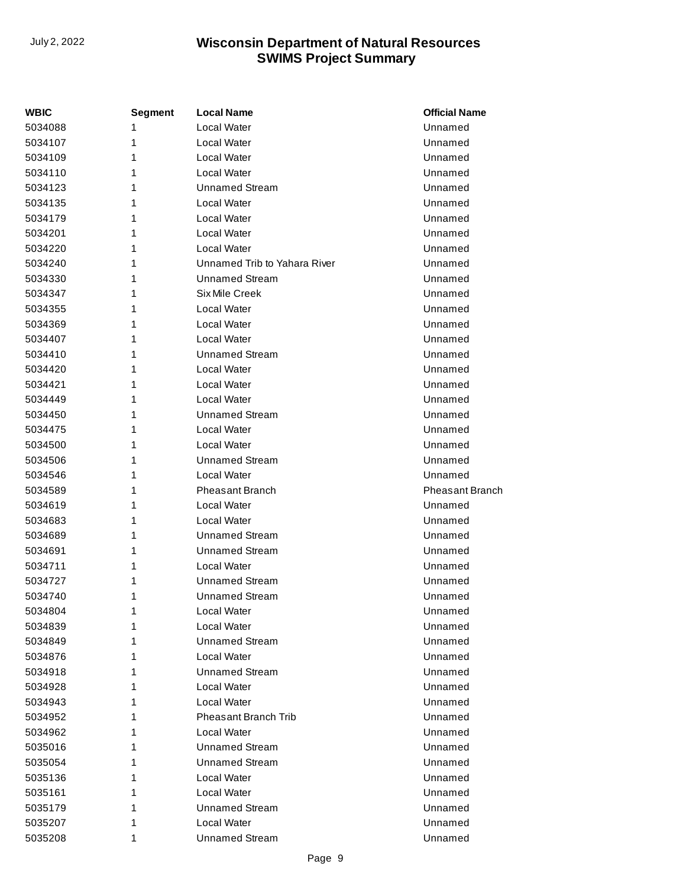| WBIC | Segment | Local Name | Official Name |
|---|---|---|---|
| 5034088 | 1 | Local Water | Unnamed |
| 5034107 | 1 | Local Water | Unnamed |
| 5034109 | 1 | Local Water | Unnamed |
| 5034110 | 1 | Local Water | Unnamed |
| 5034123 | 1 | Unnamed Stream | Unnamed |
| 5034135 | 1 | Local Water | Unnamed |
| 5034179 | 1 | Local Water | Unnamed |
| 5034201 | 1 | Local Water | Unnamed |
| 5034220 | 1 | Local Water | Unnamed |
| 5034240 | 1 | Unnamed Trib to Yahara River | Unnamed |
| 5034330 | 1 | Unnamed Stream | Unnamed |
| 5034347 | 1 | Six Mile Creek | Unnamed |
| 5034355 | 1 | Local Water | Unnamed |
| 5034369 | 1 | Local Water | Unnamed |
| 5034407 | 1 | Local Water | Unnamed |
| 5034410 | 1 | Unnamed Stream | Unnamed |
| 5034420 | 1 | Local Water | Unnamed |
| 5034421 | 1 | Local Water | Unnamed |
| 5034449 | 1 | Local Water | Unnamed |
| 5034450 | 1 | Unnamed Stream | Unnamed |
| 5034475 | 1 | Local Water | Unnamed |
| 5034500 | 1 | Local Water | Unnamed |
| 5034506 | 1 | Unnamed Stream | Unnamed |
| 5034546 | 1 | Local Water | Unnamed |
| 5034589 | 1 | Pheasant Branch | Pheasant Branch |
| 5034619 | 1 | Local Water | Unnamed |
| 5034683 | 1 | Local Water | Unnamed |
| 5034689 | 1 | Unnamed Stream | Unnamed |
| 5034691 | 1 | Unnamed Stream | Unnamed |
| 5034711 | 1 | Local Water | Unnamed |
| 5034727 | 1 | Unnamed Stream | Unnamed |
| 5034740 | 1 | Unnamed Stream | Unnamed |
| 5034804 | 1 | Local Water | Unnamed |
| 5034839 | 1 | Local Water | Unnamed |
| 5034849 | 1 | Unnamed Stream | Unnamed |
| 5034876 | 1 | Local Water | Unnamed |
| 5034918 | 1 | Unnamed Stream | Unnamed |
| 5034928 | 1 | Local Water | Unnamed |
| 5034943 | 1 | Local Water | Unnamed |
| 5034952 | 1 | Pheasant Branch Trib | Unnamed |
| 5034962 | 1 | Local Water | Unnamed |
| 5035016 | 1 | Unnamed Stream | Unnamed |
| 5035054 | 1 | Unnamed Stream | Unnamed |
| 5035136 | 1 | Local Water | Unnamed |
| 5035161 | 1 | Local Water | Unnamed |
| 5035179 | 1 | Unnamed Stream | Unnamed |
| 5035207 | 1 | Local Water | Unnamed |
| 5035208 | 1 | Unnamed Stream | Unnamed |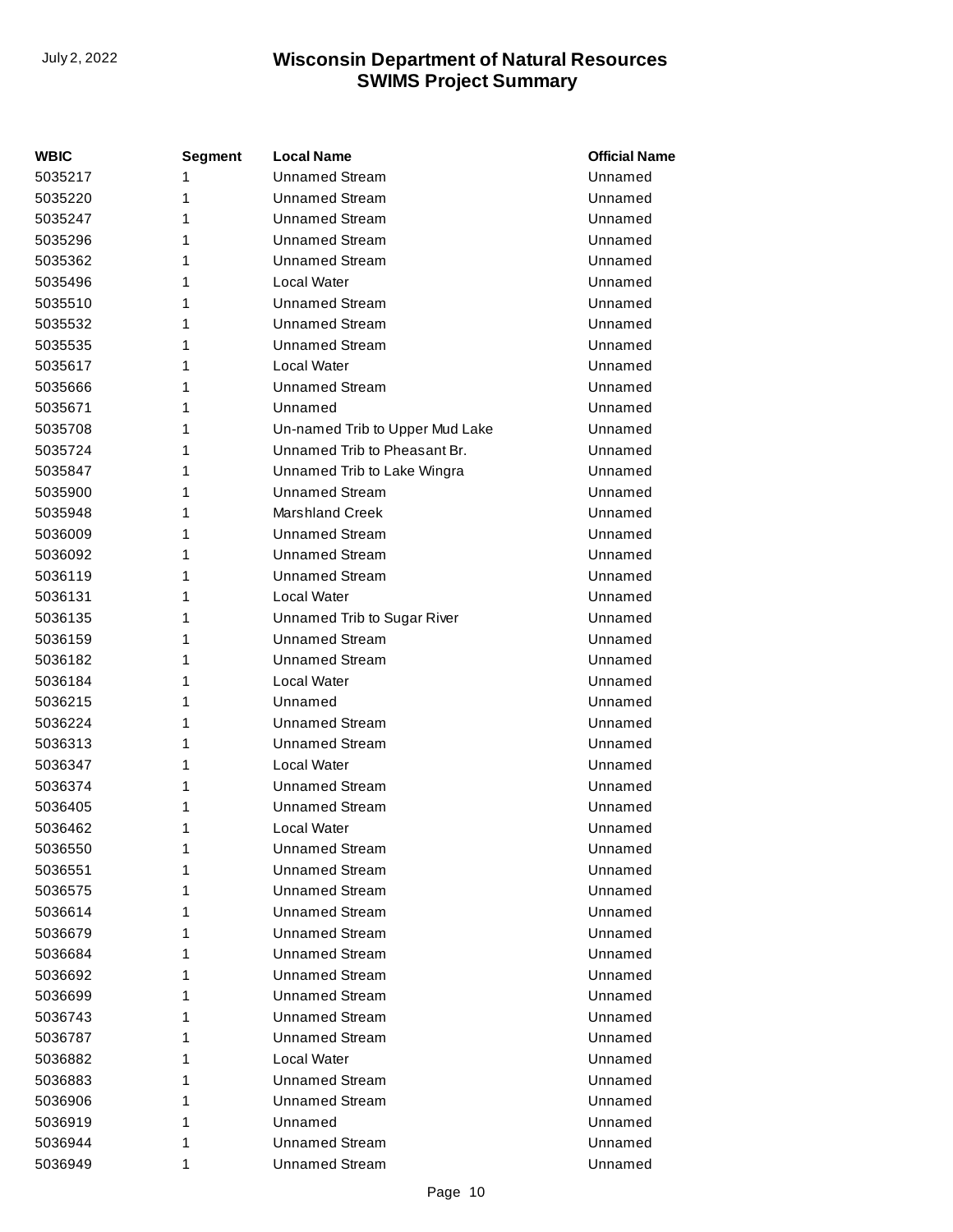| WBIC | Segment | Local Name | Official Name |
|---|---|---|---|
| 5035217 | 1 | Unnamed Stream | Unnamed |
| 5035220 | 1 | Unnamed Stream | Unnamed |
| 5035247 | 1 | Unnamed Stream | Unnamed |
| 5035296 | 1 | Unnamed Stream | Unnamed |
| 5035362 | 1 | Unnamed Stream | Unnamed |
| 5035496 | 1 | Local Water | Unnamed |
| 5035510 | 1 | Unnamed Stream | Unnamed |
| 5035532 | 1 | Unnamed Stream | Unnamed |
| 5035535 | 1 | Unnamed Stream | Unnamed |
| 5035617 | 1 | Local Water | Unnamed |
| 5035666 | 1 | Unnamed Stream | Unnamed |
| 5035671 | 1 | Unnamed | Unnamed |
| 5035708 | 1 | Un-named Trib to Upper Mud Lake | Unnamed |
| 5035724 | 1 | Unnamed Trib to Pheasant Br. | Unnamed |
| 5035847 | 1 | Unnamed Trib to Lake Wingra | Unnamed |
| 5035900 | 1 | Unnamed Stream | Unnamed |
| 5035948 | 1 | Marshland Creek | Unnamed |
| 5036009 | 1 | Unnamed Stream | Unnamed |
| 5036092 | 1 | Unnamed Stream | Unnamed |
| 5036119 | 1 | Unnamed Stream | Unnamed |
| 5036131 | 1 | Local Water | Unnamed |
| 5036135 | 1 | Unnamed Trib to Sugar River | Unnamed |
| 5036159 | 1 | Unnamed Stream | Unnamed |
| 5036182 | 1 | Unnamed Stream | Unnamed |
| 5036184 | 1 | Local Water | Unnamed |
| 5036215 | 1 | Unnamed | Unnamed |
| 5036224 | 1 | Unnamed Stream | Unnamed |
| 5036313 | 1 | Unnamed Stream | Unnamed |
| 5036347 | 1 | Local Water | Unnamed |
| 5036374 | 1 | Unnamed Stream | Unnamed |
| 5036405 | 1 | Unnamed Stream | Unnamed |
| 5036462 | 1 | Local Water | Unnamed |
| 5036550 | 1 | Unnamed Stream | Unnamed |
| 5036551 | 1 | Unnamed Stream | Unnamed |
| 5036575 | 1 | Unnamed Stream | Unnamed |
| 5036614 | 1 | Unnamed Stream | Unnamed |
| 5036679 | 1 | Unnamed Stream | Unnamed |
| 5036684 | 1 | Unnamed Stream | Unnamed |
| 5036692 | 1 | Unnamed Stream | Unnamed |
| 5036699 | 1 | Unnamed Stream | Unnamed |
| 5036743 | 1 | Unnamed Stream | Unnamed |
| 5036787 | 1 | Unnamed Stream | Unnamed |
| 5036882 | 1 | Local Water | Unnamed |
| 5036883 | 1 | Unnamed Stream | Unnamed |
| 5036906 | 1 | Unnamed Stream | Unnamed |
| 5036919 | 1 | Unnamed | Unnamed |
| 5036944 | 1 | Unnamed Stream | Unnamed |
| 5036949 | 1 | Unnamed Stream | Unnamed |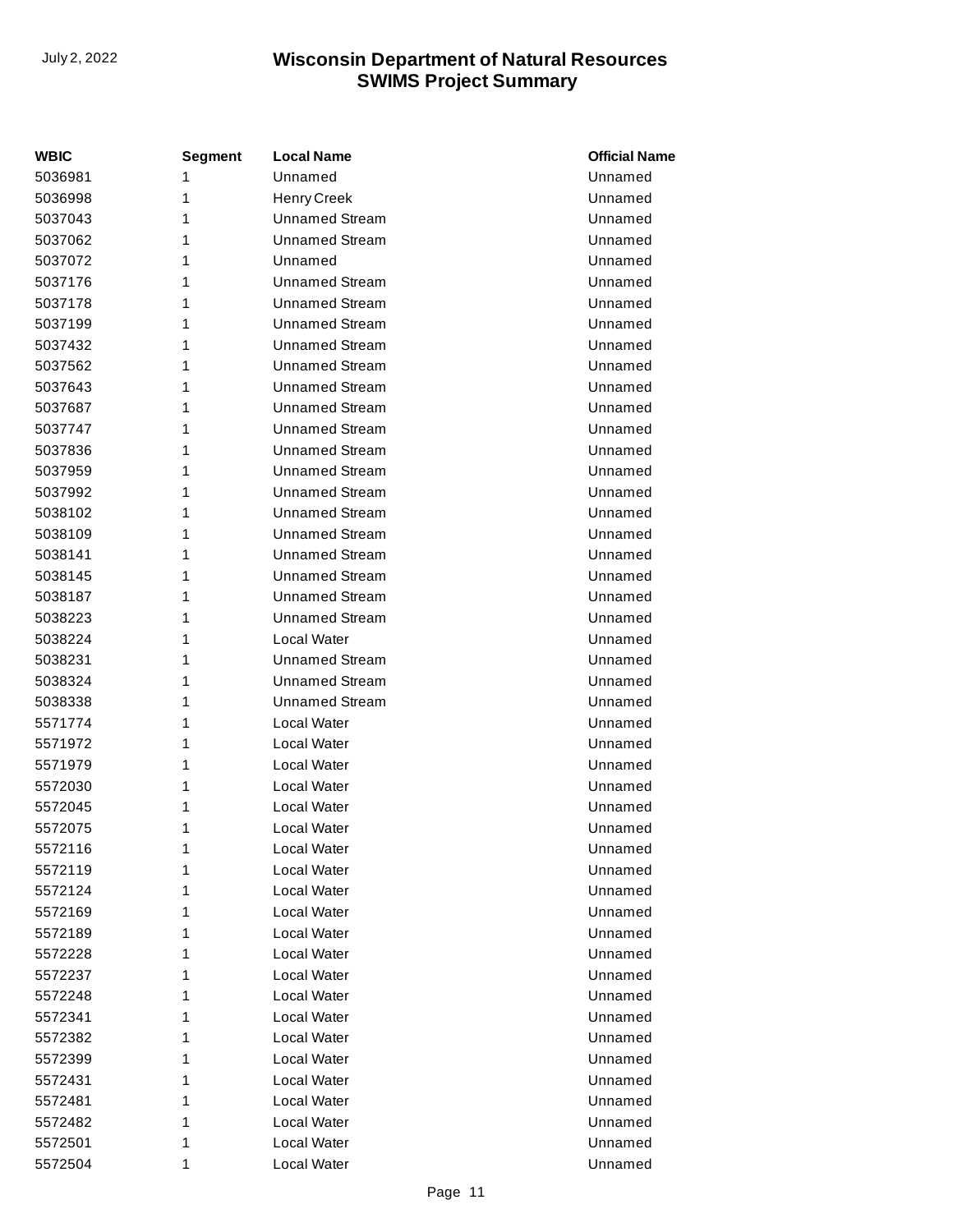| WBIC | Segment | Local Name | Official Name |
| --- | --- | --- | --- |
| 5036981 | 1 | Unnamed | Unnamed |
| 5036998 | 1 | Henry Creek | Unnamed |
| 5037043 | 1 | Unnamed Stream | Unnamed |
| 5037062 | 1 | Unnamed Stream | Unnamed |
| 5037072 | 1 | Unnamed | Unnamed |
| 5037176 | 1 | Unnamed Stream | Unnamed |
| 5037178 | 1 | Unnamed Stream | Unnamed |
| 5037199 | 1 | Unnamed Stream | Unnamed |
| 5037432 | 1 | Unnamed Stream | Unnamed |
| 5037562 | 1 | Unnamed Stream | Unnamed |
| 5037643 | 1 | Unnamed Stream | Unnamed |
| 5037687 | 1 | Unnamed Stream | Unnamed |
| 5037747 | 1 | Unnamed Stream | Unnamed |
| 5037836 | 1 | Unnamed Stream | Unnamed |
| 5037959 | 1 | Unnamed Stream | Unnamed |
| 5037992 | 1 | Unnamed Stream | Unnamed |
| 5038102 | 1 | Unnamed Stream | Unnamed |
| 5038109 | 1 | Unnamed Stream | Unnamed |
| 5038141 | 1 | Unnamed Stream | Unnamed |
| 5038145 | 1 | Unnamed Stream | Unnamed |
| 5038187 | 1 | Unnamed Stream | Unnamed |
| 5038223 | 1 | Unnamed Stream | Unnamed |
| 5038224 | 1 | Local Water | Unnamed |
| 5038231 | 1 | Unnamed Stream | Unnamed |
| 5038324 | 1 | Unnamed Stream | Unnamed |
| 5038338 | 1 | Unnamed Stream | Unnamed |
| 5571774 | 1 | Local Water | Unnamed |
| 5571972 | 1 | Local Water | Unnamed |
| 5571979 | 1 | Local Water | Unnamed |
| 5572030 | 1 | Local Water | Unnamed |
| 5572045 | 1 | Local Water | Unnamed |
| 5572075 | 1 | Local Water | Unnamed |
| 5572116 | 1 | Local Water | Unnamed |
| 5572119 | 1 | Local Water | Unnamed |
| 5572124 | 1 | Local Water | Unnamed |
| 5572169 | 1 | Local Water | Unnamed |
| 5572189 | 1 | Local Water | Unnamed |
| 5572228 | 1 | Local Water | Unnamed |
| 5572237 | 1 | Local Water | Unnamed |
| 5572248 | 1 | Local Water | Unnamed |
| 5572341 | 1 | Local Water | Unnamed |
| 5572382 | 1 | Local Water | Unnamed |
| 5572399 | 1 | Local Water | Unnamed |
| 5572431 | 1 | Local Water | Unnamed |
| 5572481 | 1 | Local Water | Unnamed |
| 5572482 | 1 | Local Water | Unnamed |
| 5572501 | 1 | Local Water | Unnamed |
| 5572504 | 1 | Local Water | Unnamed |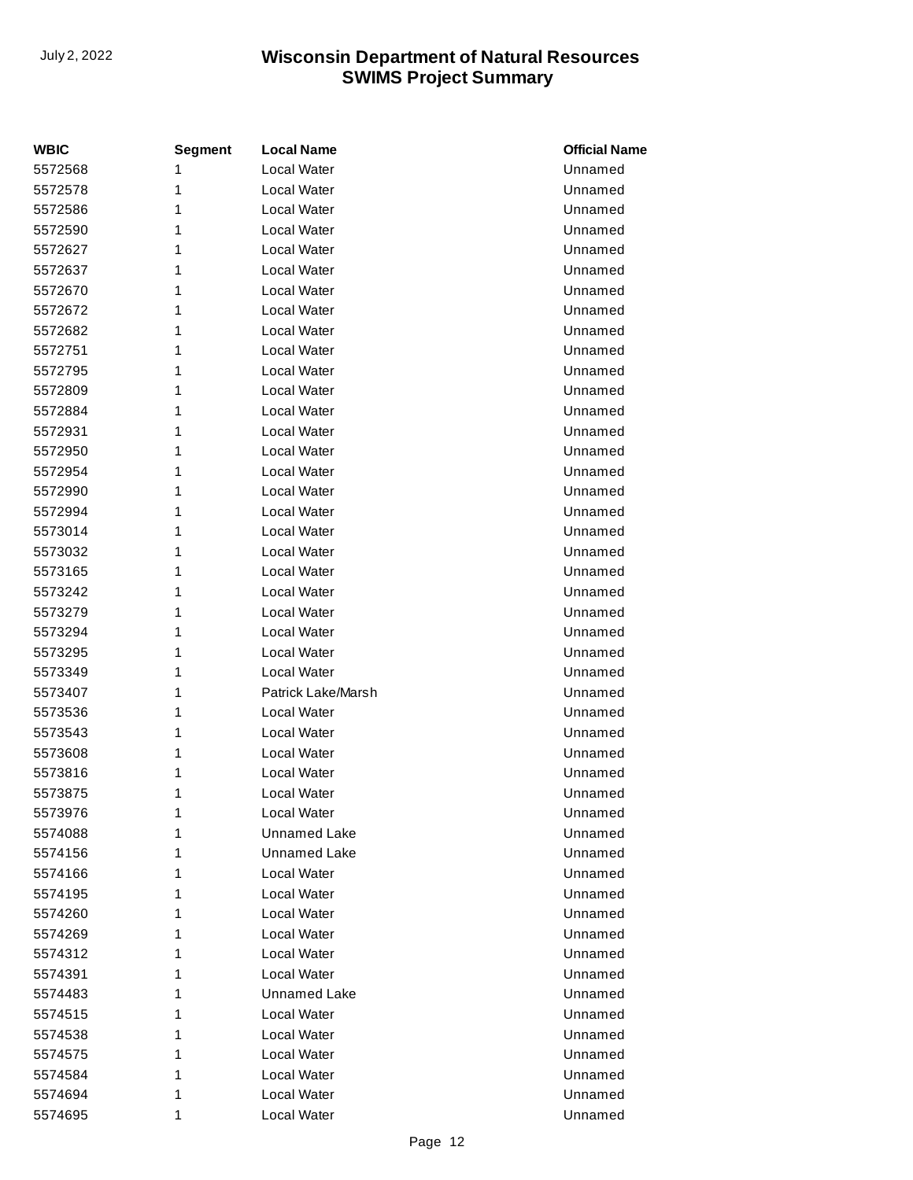| WBIC | Segment | Local Name | Official Name |
|---|---|---|---|
| 5572568 | 1 | Local Water | Unnamed |
| 5572578 | 1 | Local Water | Unnamed |
| 5572586 | 1 | Local Water | Unnamed |
| 5572590 | 1 | Local Water | Unnamed |
| 5572627 | 1 | Local Water | Unnamed |
| 5572637 | 1 | Local Water | Unnamed |
| 5572670 | 1 | Local Water | Unnamed |
| 5572672 | 1 | Local Water | Unnamed |
| 5572682 | 1 | Local Water | Unnamed |
| 5572751 | 1 | Local Water | Unnamed |
| 5572795 | 1 | Local Water | Unnamed |
| 5572809 | 1 | Local Water | Unnamed |
| 5572884 | 1 | Local Water | Unnamed |
| 5572931 | 1 | Local Water | Unnamed |
| 5572950 | 1 | Local Water | Unnamed |
| 5572954 | 1 | Local Water | Unnamed |
| 5572990 | 1 | Local Water | Unnamed |
| 5572994 | 1 | Local Water | Unnamed |
| 5573014 | 1 | Local Water | Unnamed |
| 5573032 | 1 | Local Water | Unnamed |
| 5573165 | 1 | Local Water | Unnamed |
| 5573242 | 1 | Local Water | Unnamed |
| 5573279 | 1 | Local Water | Unnamed |
| 5573294 | 1 | Local Water | Unnamed |
| 5573295 | 1 | Local Water | Unnamed |
| 5573349 | 1 | Local Water | Unnamed |
| 5573407 | 1 | Patrick Lake/Marsh | Unnamed |
| 5573536 | 1 | Local Water | Unnamed |
| 5573543 | 1 | Local Water | Unnamed |
| 5573608 | 1 | Local Water | Unnamed |
| 5573816 | 1 | Local Water | Unnamed |
| 5573875 | 1 | Local Water | Unnamed |
| 5573976 | 1 | Local Water | Unnamed |
| 5574088 | 1 | Unnamed Lake | Unnamed |
| 5574156 | 1 | Unnamed Lake | Unnamed |
| 5574166 | 1 | Local Water | Unnamed |
| 5574195 | 1 | Local Water | Unnamed |
| 5574260 | 1 | Local Water | Unnamed |
| 5574269 | 1 | Local Water | Unnamed |
| 5574312 | 1 | Local Water | Unnamed |
| 5574391 | 1 | Local Water | Unnamed |
| 5574483 | 1 | Unnamed Lake | Unnamed |
| 5574515 | 1 | Local Water | Unnamed |
| 5574538 | 1 | Local Water | Unnamed |
| 5574575 | 1 | Local Water | Unnamed |
| 5574584 | 1 | Local Water | Unnamed |
| 5574694 | 1 | Local Water | Unnamed |
| 5574695 | 1 | Local Water | Unnamed |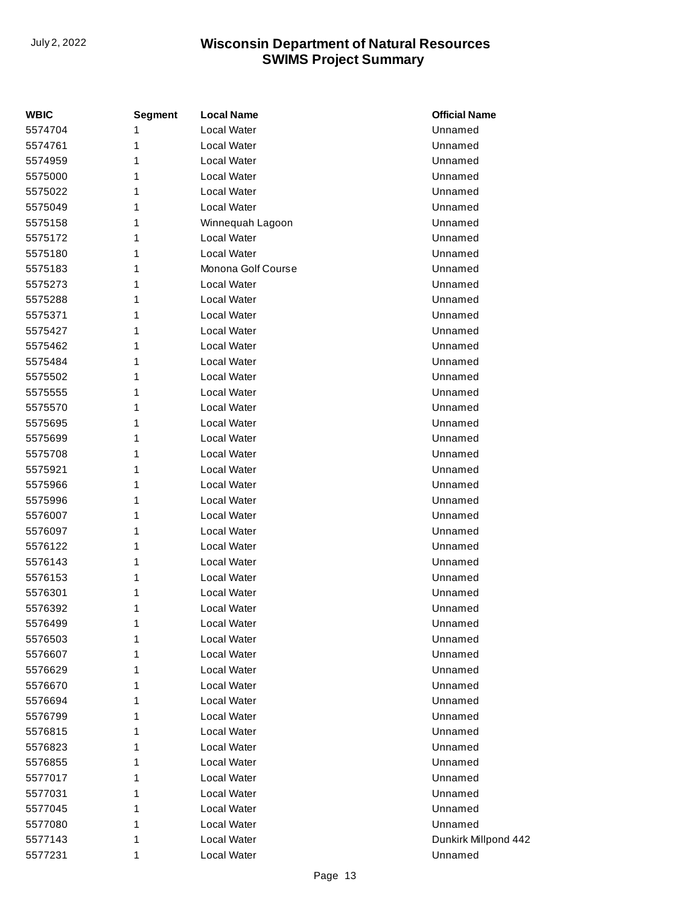| WBIC | Segment | Local Name | Official Name |
|---|---|---|---|
| 5574704 | 1 | Local Water | Unnamed |
| 5574761 | 1 | Local Water | Unnamed |
| 5574959 | 1 | Local Water | Unnamed |
| 5575000 | 1 | Local Water | Unnamed |
| 5575022 | 1 | Local Water | Unnamed |
| 5575049 | 1 | Local Water | Unnamed |
| 5575158 | 1 | Winnequah Lagoon | Unnamed |
| 5575172 | 1 | Local Water | Unnamed |
| 5575180 | 1 | Local Water | Unnamed |
| 5575183 | 1 | Monona Golf Course | Unnamed |
| 5575273 | 1 | Local Water | Unnamed |
| 5575288 | 1 | Local Water | Unnamed |
| 5575371 | 1 | Local Water | Unnamed |
| 5575427 | 1 | Local Water | Unnamed |
| 5575462 | 1 | Local Water | Unnamed |
| 5575484 | 1 | Local Water | Unnamed |
| 5575502 | 1 | Local Water | Unnamed |
| 5575555 | 1 | Local Water | Unnamed |
| 5575570 | 1 | Local Water | Unnamed |
| 5575695 | 1 | Local Water | Unnamed |
| 5575699 | 1 | Local Water | Unnamed |
| 5575708 | 1 | Local Water | Unnamed |
| 5575921 | 1 | Local Water | Unnamed |
| 5575966 | 1 | Local Water | Unnamed |
| 5575996 | 1 | Local Water | Unnamed |
| 5576007 | 1 | Local Water | Unnamed |
| 5576097 | 1 | Local Water | Unnamed |
| 5576122 | 1 | Local Water | Unnamed |
| 5576143 | 1 | Local Water | Unnamed |
| 5576153 | 1 | Local Water | Unnamed |
| 5576301 | 1 | Local Water | Unnamed |
| 5576392 | 1 | Local Water | Unnamed |
| 5576499 | 1 | Local Water | Unnamed |
| 5576503 | 1 | Local Water | Unnamed |
| 5576607 | 1 | Local Water | Unnamed |
| 5576629 | 1 | Local Water | Unnamed |
| 5576670 | 1 | Local Water | Unnamed |
| 5576694 | 1 | Local Water | Unnamed |
| 5576799 | 1 | Local Water | Unnamed |
| 5576815 | 1 | Local Water | Unnamed |
| 5576823 | 1 | Local Water | Unnamed |
| 5576855 | 1 | Local Water | Unnamed |
| 5577017 | 1 | Local Water | Unnamed |
| 5577031 | 1 | Local Water | Unnamed |
| 5577045 | 1 | Local Water | Unnamed |
| 5577080 | 1 | Local Water | Unnamed |
| 5577143 | 1 | Local Water | Dunkirk Millpond 442 |
| 5577231 | 1 | Local Water | Unnamed |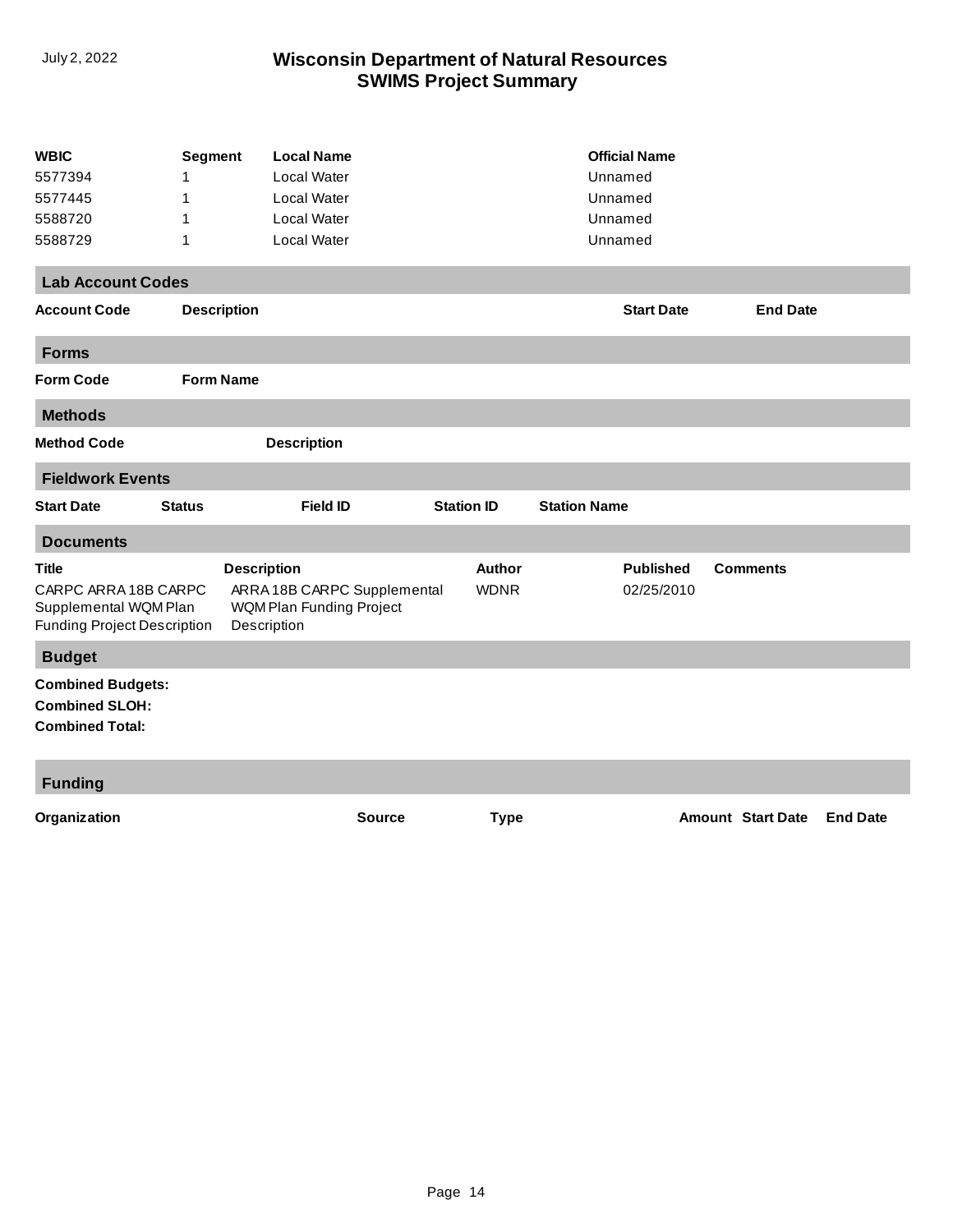| WBIC | Segment | Local Name | Official Name |
|---|---|---|---|
| 5577394 | 1 | Local Water | Unnamed |
| 5577445 | 1 | Local Water | Unnamed |
| 5588720 | 1 | Local Water | Unnamed |
| 5588729 | 1 | Local Water | Unnamed |

## Lab Account Codes

| Account Code | Description | Start Date | End Date |
|---|---|---|---|

## Forms

| Form Code | Form Name |
|---|---|

## Methods

| Method Code | Description |
|---|---|

## Fieldwork Events

| Start Date | Status | Field ID | Station ID | Station Name |
|---|---|---|---|---|

## Documents

| Title | Description | Author | Published | Comments |
|---|---|---|---|---|
| CARPC ARRA 18B CARPC Supplemental WQM Plan Funding Project Description | ARRA 18B CARPC Supplemental WQM Plan Funding Project Description | WDNR | 02/25/2010 | |

## Budget

**Combined Budgets:**

**Combined SLOH:**

**Combined Total:**

## Funding

| Organization | Source | Type | Amount | Start Date | End Date |
|---|---|---|---|---|---|